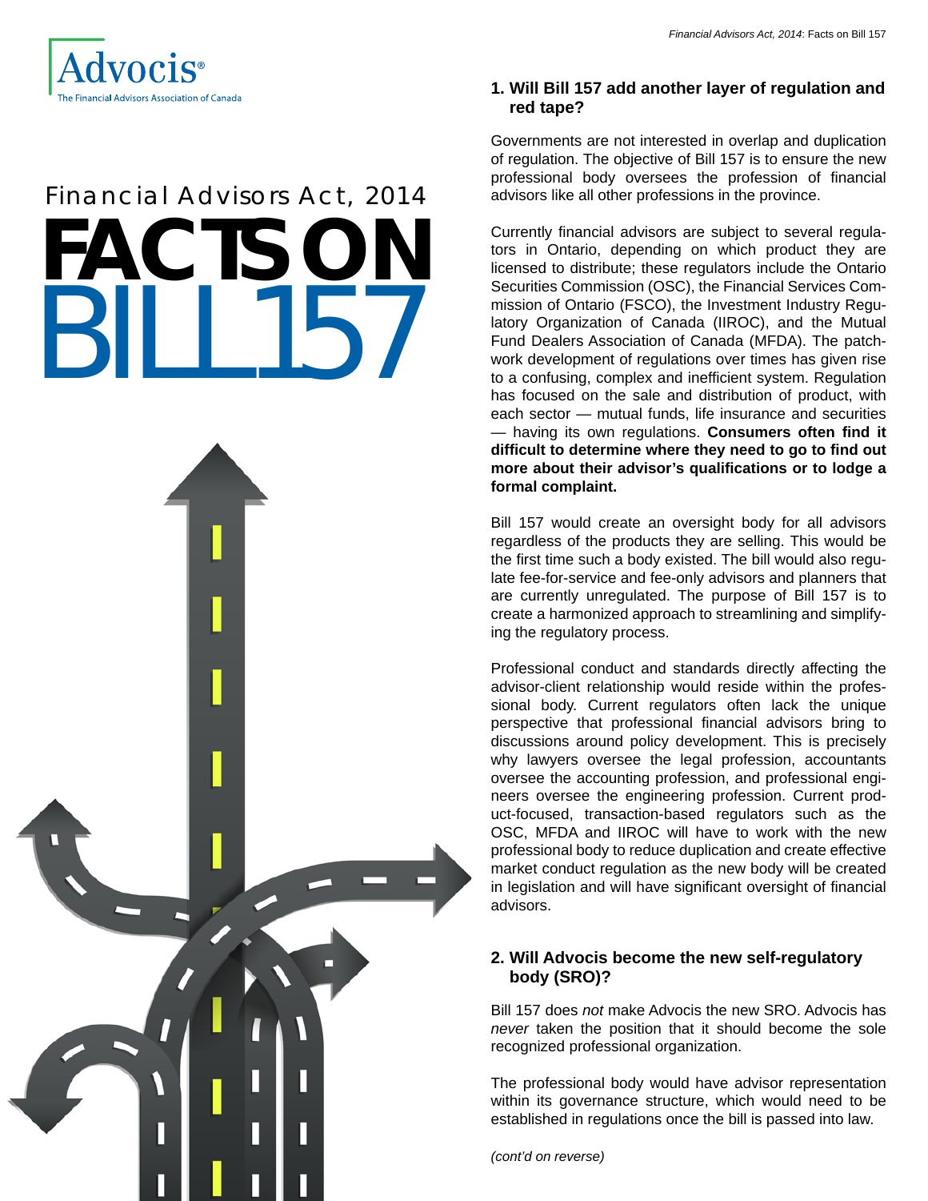Advocis®
The Financial Advisors Association of Canada

# Financial Advisors Act, 2014
# FACTS ON BILL 157

## 1. Will Bill 157 add another layer of regulation and red tape?

Governments are not interested in overlap and duplication of regulation. The objective of Bill 157 is to ensure the new professional body oversees the profession of financial advisors like all other professions in the province.

Currently financial advisors are subject to several regulators in Ontario, depending on which product they are licensed to distribute; these regulators include the Ontario Securities Commission (OSC), the Financial Services Commission of Ontario (FSCO), the Investment Industry Regulatory Organization of Canada (IIROC), and the Mutual Fund Dealers Association of Canada (MFDA). The patchwork development of regulations over times has given rise to a confusing, complex and inefficient system. Regulation has focused on the sale and distribution of product, with each sector — mutual funds, life insurance and securities — having its own regulations. **Consumers often find it difficult to determine where they need to go to find out more about their advisor's qualifications or to lodge a formal complaint.**

Bill 157 would create an oversight body for all advisors regardless of the products they are selling. This would be the first time such a body existed. The bill would also regulate fee-for-service and fee-only advisors and planners that are currently unregulated. The purpose of Bill 157 is to create a harmonized approach to streamlining and simplifying the regulatory process.

Professional conduct and standards directly affecting the advisor-client relationship would reside within the professional body. Current regulators often lack the unique perspective that professional financial advisors bring to discussions around policy development. This is precisely why lawyers oversee the legal profession, accountants oversee the accounting profession, and professional engineers oversee the engineering profession. Current product-focused, transaction-based regulators such as the OSC, MFDA and IIROC will have to work with the new professional body to reduce duplication and create effective market conduct regulation as the new body will be created in legislation and will have significant oversight of financial advisors.

## 2. Will Advocis become the new self-regulatory body (SRO)?

Bill 157 does *not* make Advocis the new SRO. Advocis has *never* taken the position that it should become the sole recognized professional organization.

The professional body would have advisor representation within its governance structure, which would need to be established in regulations once the bill is passed into law.

*(cont'd on reverse)*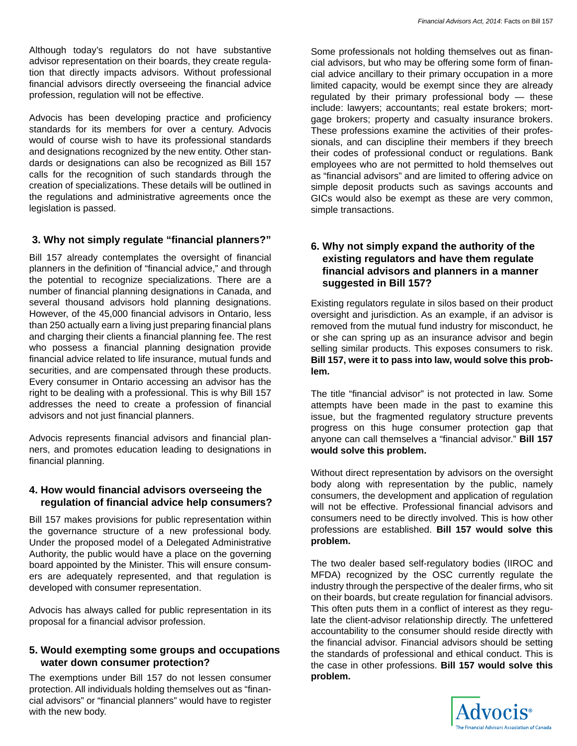Although today's regulators do not have substantive advisor representation on their boards, they create regulation that directly impacts advisors. Without professional financial advisors directly overseeing the financial advice profession, regulation will not be effective.

Advocis has been developing practice and proficiency standards for its members for over a century. Advocis would of course wish to have its professional standards and designations recognized by the new entity. Other standards or designations can also be recognized as Bill 157 calls for the recognition of such standards through the creation of specializations. These details will be outlined in the regulations and administrative agreements once the legislation is passed.

### 3. Why not simply regulate "financial planners?"

Bill 157 already contemplates the oversight of financial planners in the definition of "financial advice," and through the potential to recognize specializations. There are a number of financial planning designations in Canada, and several thousand advisors hold planning designations. However, of the 45,000 financial advisors in Ontario, less than 250 actually earn a living just preparing financial plans and charging their clients a financial planning fee. The rest who possess a financial planning designation provide financial advice related to life insurance, mutual funds and securities, and are compensated through these products. Every consumer in Ontario accessing an advisor has the right to be dealing with a professional. This is why Bill 157 addresses the need to create a profession of financial advisors and not just financial planners.

Advocis represents financial advisors and financial planners, and promotes education leading to designations in financial planning.

### 4. How would financial advisors overseeing the regulation of financial advice help consumers?

Bill 157 makes provisions for public representation within the governance structure of a new professional body. Under the proposed model of a Delegated Administrative Authority, the public would have a place on the governing board appointed by the Minister. This will ensure consumers are adequately represented, and that regulation is developed with consumer representation.

Advocis has always called for public representation in its proposal for a financial advisor profession.

### 5. Would exempting some groups and occupations water down consumer protection?

The exemptions under Bill 157 do not lessen consumer protection. All individuals holding themselves out as "financial advisors" or "financial planners" would have to register with the new body.

Some professionals not holding themselves out as financial advisors, but who may be offering some form of financial advice ancillary to their primary occupation in a more limited capacity, would be exempt since they are already regulated by their primary professional body — these include: lawyers; accountants; real estate brokers; mortgage brokers; property and casualty insurance brokers. These professions examine the activities of their professionals, and can discipline their members if they breech their codes of professional conduct or regulations. Bank employees who are not permitted to hold themselves out as "financial advisors" and are limited to offering advice on simple deposit products such as savings accounts and GICs would also be exempt as these are very common, simple transactions.

### 6. Why not simply expand the authority of the existing regulators and have them regulate financial advisors and planners in a manner suggested in Bill 157?

Existing regulators regulate in silos based on their product oversight and jurisdiction. As an example, if an advisor is removed from the mutual fund industry for misconduct, he or she can spring up as an insurance advisor and begin selling similar products. This exposes consumers to risk. **Bill 157, were it to pass into law, would solve this problem.**

The title "financial advisor" is not protected in law. Some attempts have been made in the past to examine this issue, but the fragmented regulatory structure prevents progress on this huge consumer protection gap that anyone can call themselves a "financial advisor." **Bill 157 would solve this problem.**

Without direct representation by advisors on the oversight body along with representation by the public, namely consumers, the development and application of regulation will not be effective. Professional financial advisors and consumers need to be directly involved. This is how other professions are established. **Bill 157 would solve this problem.**

The two dealer based self-regulatory bodies (IIROC and MFDA) recognized by the OSC currently regulate the industry through the perspective of the dealer firms, who sit on their boards, but create regulation for financial advisors. This often puts them in a conflict of interest as they regulate the client-advisor relationship directly. The unfettered accountability to the consumer should reside directly with the financial advisor. Financial advisors should be setting the standards of professional and ethical conduct. This is the case in other professions. **Bill 157 would solve this problem.**

Advocis®
The Financial Advisors Association of Canada